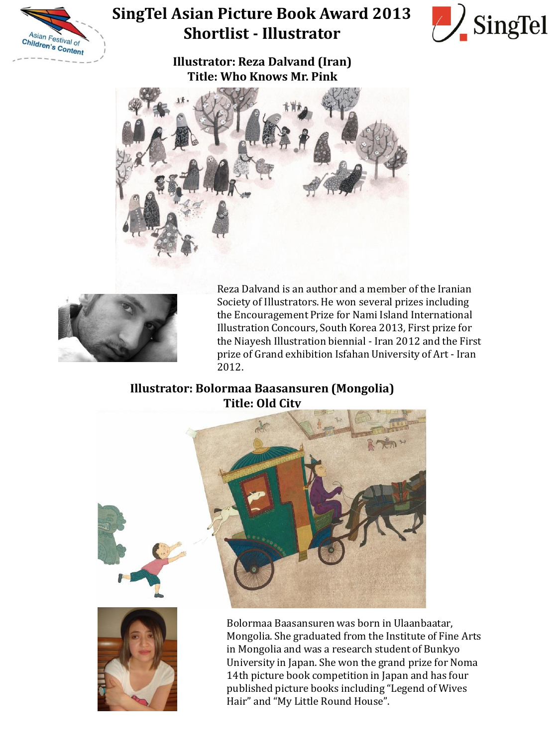# SingTel Asian Picture Book Award 2013
## Shortlist - Illustrator

### Illustrator: Reza Dalvand (Iran)
### Title: Who Knows Mr. Pink

Reza Dalvand is an author and a member of the Iranian Society of Illustrators. He won several prizes including the Encouragement Prize for Nami Island International Illustration Concours, South Korea 2013, First prize for the Niayesh Illustration biennial - Iran 2012 and the First prize of Grand exhibition Isfahan University of Art - Iran 2012.

### Illustrator: Bolormaa Baasansuren (Mongolia)
### Title: Old City

Bolormaa Baasansuren was born in Ulaanbaatar, Mongolia. She graduated from the Institute of Fine Arts in Mongolia and was a research student of Bunkyo University in Japan. She won the grand prize for Noma 14th picture book competition in Japan and has four published picture books including "Legend of Wives Hair" and "My Little Round House".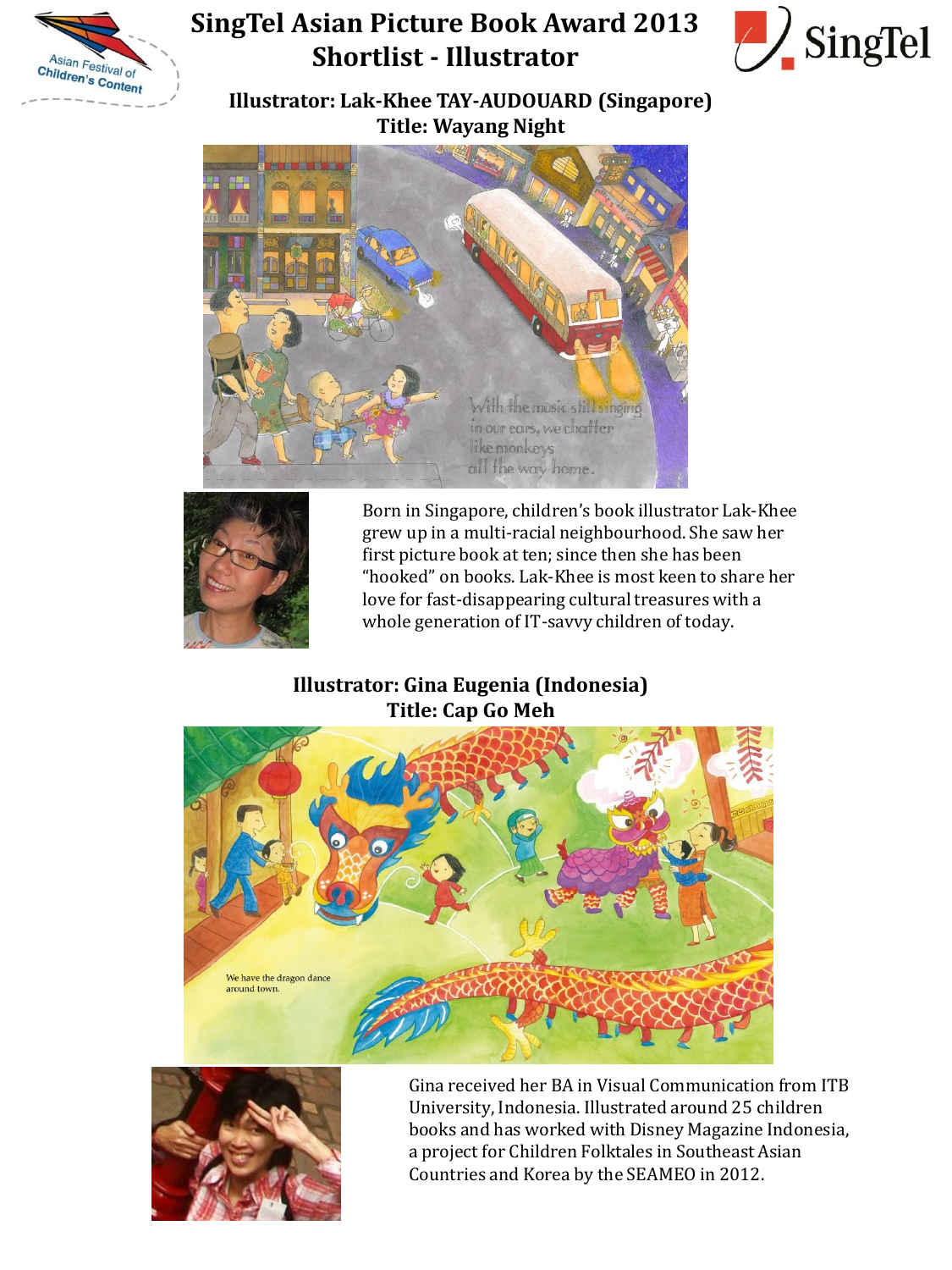# SingTel Asian Picture Book Award 2013 Shortlist - Illustrator

## Illustrator: Lak-Khee TAY-AUDOUARD (Singapore)
### Title: Wayang Night

Born in Singapore, children's book illustrator Lak-Khee grew up in a multi-racial neighbourhood. She saw her first picture book at ten; since then she has been "hooked" on books. Lak-Khee is most keen to share her love for fast-disappearing cultural treasures with a whole generation of IT-savvy children of today.

## Illustrator: Gina Eugenia (Indonesia)
### Title: Cap Go Meh

Gina received her BA in Visual Communication from ITB University, Indonesia. Illustrated around 25 children books and has worked with Disney Magazine Indonesia, a project for Children Folktales in Southeast Asian Countries and Korea by the SEAMEO in 2012.